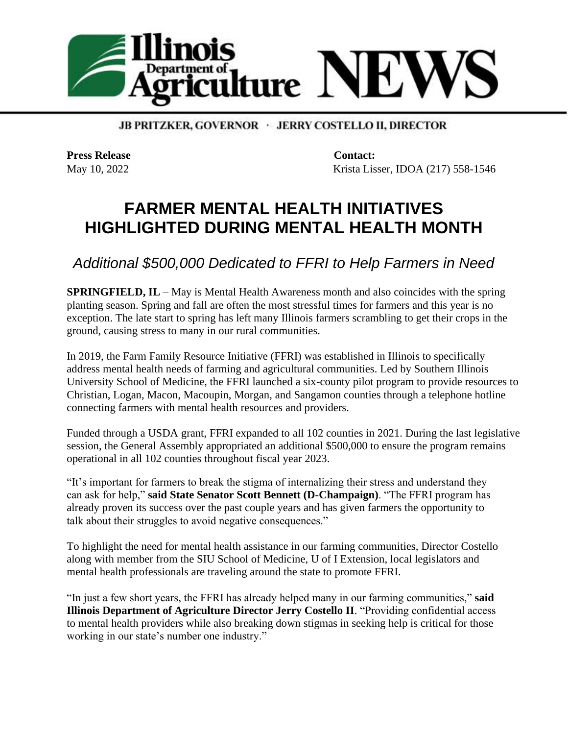# Illinois Department of Agriculture NEWS

**JB PRITZKER, GOVERNOR · JERRY COSTELLO II, DIRECTOR**

**Press Release**
May 10, 2022

**Contact:**
Krista Lisser, IDOA (217) 558-1546

# FARMER MENTAL HEALTH INITIATIVES HIGHLIGHTED DURING MENTAL HEALTH MONTH

## *Additional $500,000 Dedicated to FFRI to Help Farmers in Need*

**SPRINGFIELD, IL** – May is Mental Health Awareness month and also coincides with the spring planting season. Spring and fall are often the most stressful times for farmers and this year is no exception. The late start to spring has left many Illinois farmers scrambling to get their crops in the ground, causing stress to many in our rural communities.

In 2019, the Farm Family Resource Initiative (FFRI) was established in Illinois to specifically address mental health needs of farming and agricultural communities. Led by Southern Illinois University School of Medicine, the FFRI launched a six-county pilot program to provide resources to Christian, Logan, Macon, Macoupin, Morgan, and Sangamon counties through a telephone hotline connecting farmers with mental health resources and providers.

Funded through a USDA grant, FFRI expanded to all 102 counties in 2021. During the last legislative session, the General Assembly appropriated an additional $500,000 to ensure the program remains operational in all 102 counties throughout fiscal year 2023.

"It's important for farmers to break the stigma of internalizing their stress and understand they can ask for help," **said State Senator Scott Bennett (D-Champaign)**. "The FFRI program has already proven its success over the past couple years and has given farmers the opportunity to talk about their struggles to avoid negative consequences."

To highlight the need for mental health assistance in our farming communities, Director Costello along with member from the SIU School of Medicine, U of I Extension, local legislators and mental health professionals are traveling around the state to promote FFRI.

"In just a few short years, the FFRI has already helped many in our farming communities," **said Illinois Department of Agriculture Director Jerry Costello II**. "Providing confidential access to mental health providers while also breaking down stigmas in seeking help is critical for those working in our state's number one industry."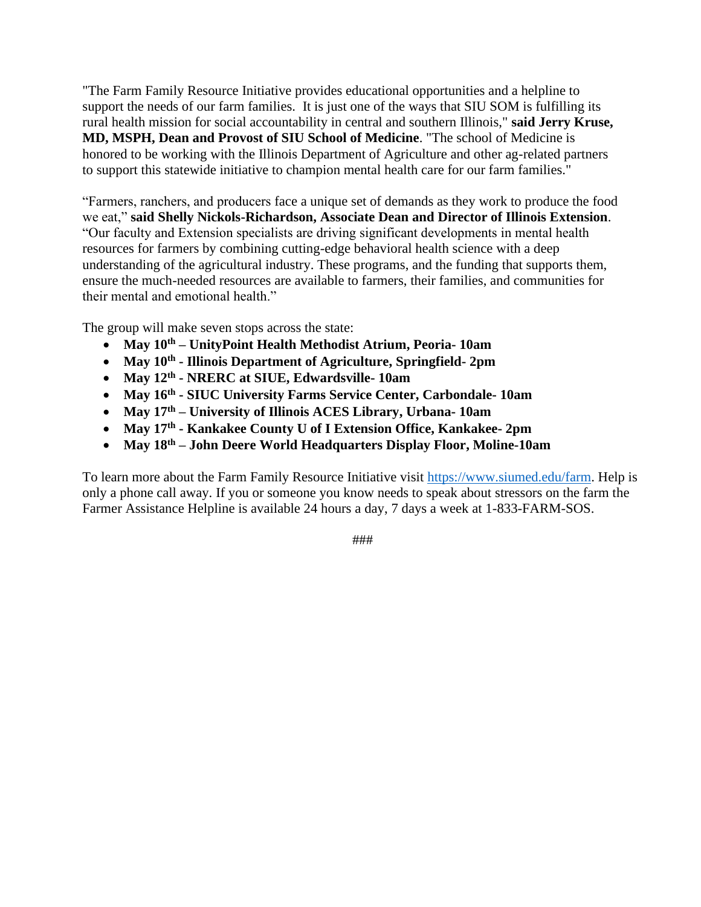"The Farm Family Resource Initiative provides educational opportunities and a helpline to support the needs of our farm families.  It is just one of the ways that SIU SOM is fulfilling its rural health mission for social accountability in central and southern Illinois," **said Jerry Kruse, MD, MSPH, Dean and Provost of SIU School of Medicine**. "The school of Medicine is honored to be working with the Illinois Department of Agriculture and other ag-related partners to support this statewide initiative to champion mental health care for our farm families."

"Farmers, ranchers, and producers face a unique set of demands as they work to produce the food we eat," **said Shelly Nickols-Richardson, Associate Dean and Director of Illinois Extension**. "Our faculty and Extension specialists are driving significant developments in mental health resources for farmers by combining cutting-edge behavioral health science with a deep understanding of the agricultural industry. These programs, and the funding that supports them, ensure the much-needed resources are available to farmers, their families, and communities for their mental and emotional health."

The group will make seven stops across the state:

- **May 10th – UnityPoint Health Methodist Atrium, Peoria- 10am**
- **May 10th - Illinois Department of Agriculture, Springfield- 2pm**
- **May 12th - NRERC at SIUE, Edwardsville- 10am**
- **May 16th - SIUC University Farms Service Center, Carbondale- 10am**
- **May 17th – University of Illinois ACES Library, Urbana- 10am**
- **May 17th - Kankakee County U of I Extension Office, Kankakee- 2pm**
- **May 18th – John Deere World Headquarters Display Floor, Moline-10am**

To learn more about the Farm Family Resource Initiative visit https://www.siumed.edu/farm. Help is only a phone call away. If you or someone you know needs to speak about stressors on the farm the Farmer Assistance Helpline is available 24 hours a day, 7 days a week at 1-833-FARM-SOS.

###